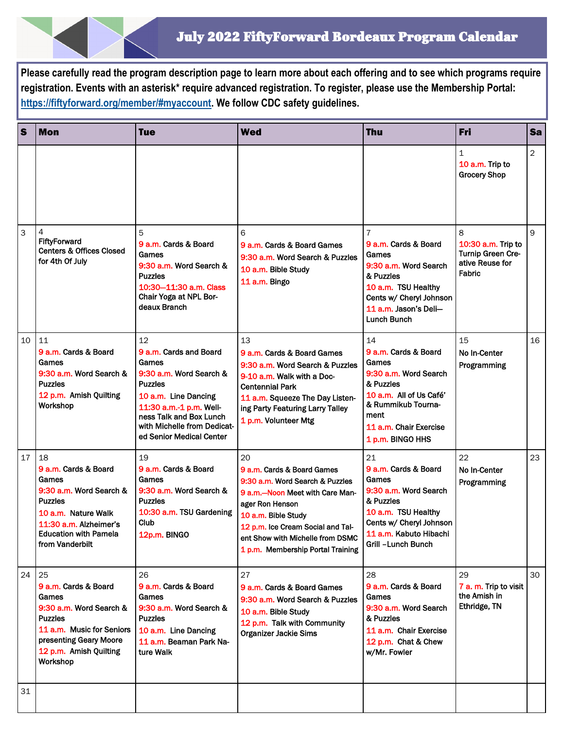# July 2022 FiftyForward Bordeaux Program Calendar

**Please carefully read the program description page to learn more about each offering and to see which programs require registration. Events with an asterisk* require advanced registration. To register, please use the Membership Portal: https://fiftyforward.org/member/#myaccount. We follow CDC safety guidelines.**

| S | Mon | Tue | Wed | Thu | Fri | Sa |
|---|---|---|---|---|---|---|
| | | | | | 1<br>10 a.m. Trip to Grocery Shop | 2 |
| 3 | 4<br>FiftyForward Centers & Offices Closed for 4th Of July | 5<br>9 a.m. Cards & Board Games<br>9:30 a.m. Word Search & Puzzles<br>10:30—11:30 a.m. Class Chair Yoga at NPL Bordeaux Branch | 6<br>9 a.m. Cards & Board Games<br>9:30 a.m. Word Search & Puzzles<br>10 a.m. Bible Study<br>11 a.m. Bingo | 7<br>9 a.m. Cards & Board Games<br>9:30 a.m. Word Search & Puzzles<br>10 a.m. TSU Healthy Cents w/ Cheryl Johnson<br>11 a.m. Jason's Deli—Lunch Bunch | 8<br>10:30 a.m. Trip to Turnip Green Creative Reuse for Fabric | 9 |
| 10 | 11<br>9 a.m. Cards & Board Games<br>9:30 a.m. Word Search & Puzzles<br>12 p.m. Amish Quilting Workshop | 12<br>9 a.m. Cards and Board Games<br>9:30 a.m. Word Search & Puzzles<br>10 a.m. Line Dancing<br>11:30 a.m.-1 p.m. Wellness Talk and Box Lunch with Michelle from Dedicated Senior Medical Center | 13<br>9 a.m. Cards & Board Games<br>9:30 a.m. Word Search & Puzzles<br>9-10 a.m. Walk with a Doc-Centennial Park<br>11 a.m. Squeeze The Day Listening Party Featuring Larry Talley<br>1 p.m. Volunteer Mtg | 14<br>9 a.m. Cards & Board Games<br>9:30 a.m. Word Search & Puzzles<br>10 a.m. All of Us Café' & Rummikub Tournament<br>11 a.m. Chair Exercise<br>1 p.m. BINGO HHS | 15<br>No In-Center Programming | 16 |
| 17 | 18<br>9 a.m. Cards & Board Games<br>9:30 a.m. Word Search & Puzzles<br>10 a.m. Nature Walk<br>11:30 a.m. Alzheimer's Education with Pamela from Vanderbilt | 19<br>9 a.m. Cards & Board Games<br>9:30 a.m. Word Search & Puzzles<br>10:30 a.m. TSU Gardening Club<br>12p.m. BINGO | 20<br>9 a.m. Cards & Board Games<br>9:30 a.m. Word Search & Puzzles<br>9 a.m.—Noon Meet with Care Manager Ron Henson<br>10 a.m. Bible Study<br>12 p.m. Ice Cream Social and Talent Show with Michelle from DSMC<br>1 p.m. Membership Portal Training | 21<br>9 a.m. Cards & Board Games<br>9:30 a.m. Word Search & Puzzles<br>10 a.m. TSU Healthy Cents w/ Cheryl Johnson<br>11 a.m. Kabuto Hibachi Grill –Lunch Bunch | 22<br>No In-Center Programming | 23 |
| 24 | 25<br>9 a.m. Cards & Board Games<br>9:30 a.m. Word Search & Puzzles<br>11 a.m. Music for Seniors presenting Geary Moore<br>12 p.m. Amish Quilting Workshop | 26<br>9 a.m. Cards & Board Games<br>9:30 a.m. Word Search & Puzzles<br>10 a.m. Line Dancing<br>11 a.m. Beaman Park Nature Walk | 27<br>9 a.m. Cards & Board Games<br>9:30 a.m. Word Search & Puzzles<br>10 a.m. Bible Study<br>12 p.m. Talk with Community Organizer Jackie Sims | 28<br>9 a.m. Cards & Board Games<br>9:30 a.m. Word Search & Puzzles<br>11 a.m. Chair Exercise<br>12 p.m. Chat & Chew w/Mr. Fowler | 29<br>7 a. m. Trip to visit the Amish in Ethridge, TN | 30 |
| 31 | | | | | | |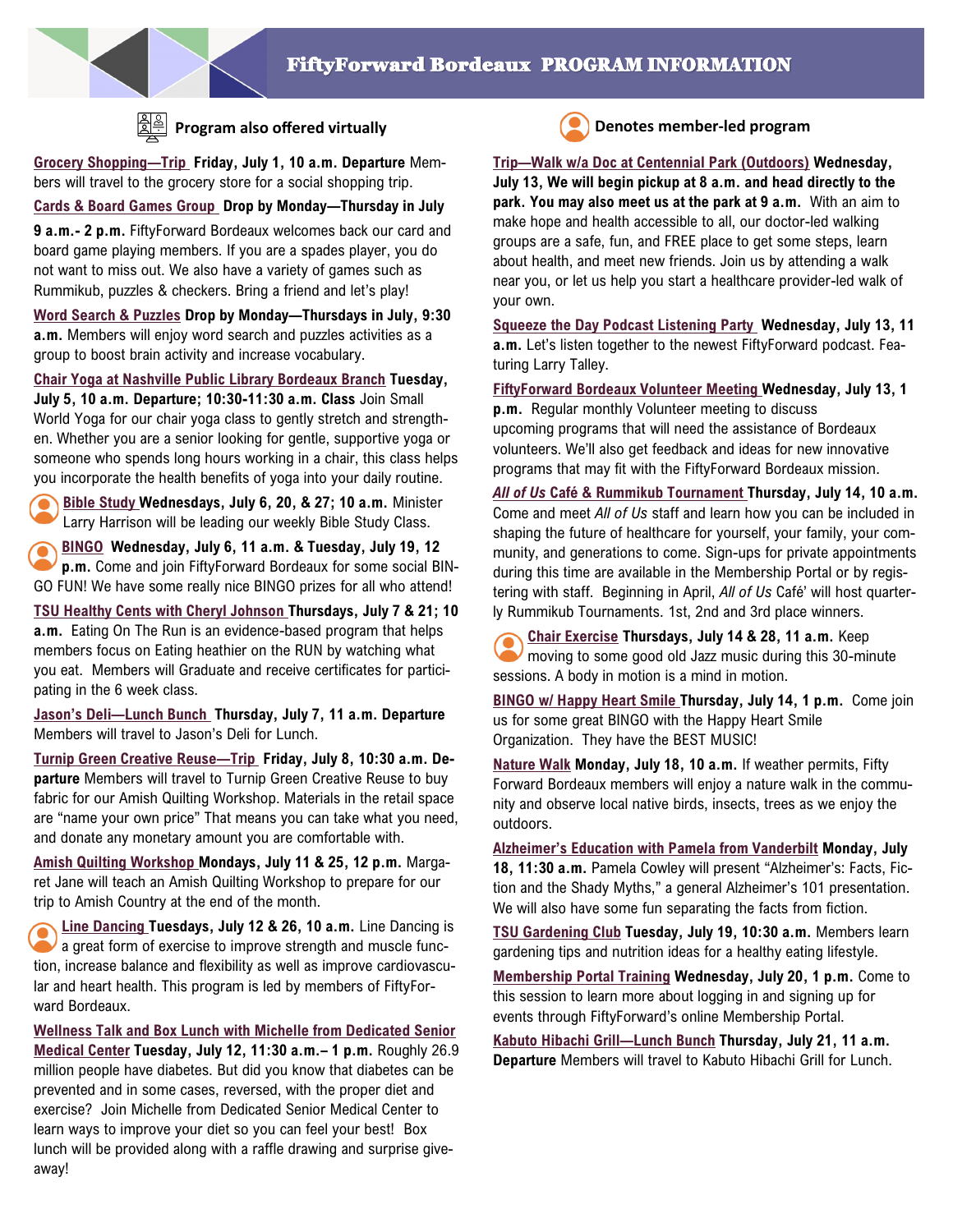# FiftyForward Bordeaux PROGRAM INFORMATION

**Program also offered virtually**

**Denotes member-led program**

**Grocery Shopping—Trip Friday, July 1, 10 a.m. Departure** Members will travel to the grocery store for a social shopping trip.

**Cards & Board Games Group Drop by Monday—Thursday in July 9 a.m.- 2 p.m.** FiftyForward Bordeaux welcomes back our card and board game playing members. If you are a spades player, you do not want to miss out. We also have a variety of games such as Rummikub, puzzles & checkers. Bring a friend and let's play!

**Word Search & Puzzles Drop by Monday—Thursdays in July, 9:30 a.m.** Members will enjoy word search and puzzles activities as a group to boost brain activity and increase vocabulary.

**Chair Yoga at Nashville Public Library Bordeaux Branch Tuesday, July 5, 10 a.m. Departure; 10:30-11:30 a.m. Class** Join Small World Yoga for our chair yoga class to gently stretch and strengthen. Whether you are a senior looking for gentle, supportive yoga or someone who spends long hours working in a chair, this class helps you incorporate the health benefits of yoga into your daily routine.

**Bible Study Wednesdays, July 6, 20, & 27; 10 a.m.** Minister Larry Harrison will be leading our weekly Bible Study Class.

**BINGO Wednesday, July 6, 11 a.m. & Tuesday, July 19, 12 p.m.** Come and join FiftyForward Bordeaux for some social BINGO FUN! We have some really nice BINGO prizes for all who attend!

**TSU Healthy Cents with Cheryl Johnson Thursdays, July 7 & 21; 10 a.m.** Eating On The Run is an evidence-based program that helps members focus on Eating heathier on the RUN by watching what you eat. Members will Graduate and receive certificates for participating in the 6 week class.

**Jason's Deli—Lunch Bunch Thursday, July 7, 11 a.m. Departure** Members will travel to Jason's Deli for Lunch.

**Turnip Green Creative Reuse—Trip Friday, July 8, 10:30 a.m. Departure** Members will travel to Turnip Green Creative Reuse to buy fabric for our Amish Quilting Workshop. Materials in the retail space are "name your own price" That means you can take what you need, and donate any monetary amount you are comfortable with.

**Amish Quilting Workshop Mondays, July 11 & 25, 12 p.m.** Margaret Jane will teach an Amish Quilting Workshop to prepare for our trip to Amish Country at the end of the month.

**Line Dancing Tuesdays, July 12 & 26, 10 a.m.** Line Dancing is a great form of exercise to improve strength and muscle function, increase balance and flexibility as well as improve cardiovascular and heart health. This program is led by members of FiftyForward Bordeaux.

**Wellness Talk and Box Lunch with Michelle from Dedicated Senior Medical Center Tuesday, July 12, 11:30 a.m.– 1 p.m.** Roughly 26.9 million people have diabetes. But did you know that diabetes can be prevented and in some cases, reversed, with the proper diet and exercise? Join Michelle from Dedicated Senior Medical Center to learn ways to improve your diet so you can feel your best! Box lunch will be provided along with a raffle drawing and surprise giveaway!

**Trip—Walk w/a Doc at Centennial Park (Outdoors) Wednesday, July 13, We will begin pickup at 8 a.m. and head directly to the park. You may also meet us at the park at 9 a.m.** With an aim to make hope and health accessible to all, our doctor-led walking groups are a safe, fun, and FREE place to get some steps, learn about health, and meet new friends. Join us by attending a walk near you, or let us help you start a healthcare provider-led walk of your own.

**Squeeze the Day Podcast Listening Party Wednesday, July 13, 11 a.m.** Let's listen together to the newest FiftyForward podcast. Featuring Larry Talley.

**FiftyForward Bordeaux Volunteer Meeting Wednesday, July 13, 1 p.m.** Regular monthly Volunteer meeting to discuss upcoming programs that will need the assistance of Bordeaux volunteers. We'll also get feedback and ideas for new innovative programs that may fit with the FiftyForward Bordeaux mission.

***All of Us* Café & Rummikub Tournament Thursday, July 14, 10 a.m.** Come and meet *All of Us* staff and learn how you can be included in shaping the future of healthcare for yourself, your family, your community, and generations to come. Sign-ups for private appointments during this time are available in the Membership Portal or by registering with staff. Beginning in April, *All of Us* Café' will host quarterly Rummikub Tournaments. 1st, 2nd and 3rd place winners.

**Chair Exercise Thursdays, July 14 & 28, 11 a.m.** Keep moving to some good old Jazz music during this 30-minute sessions. A body in motion is a mind in motion.

**BINGO w/ Happy Heart Smile Thursday, July 14, 1 p.m.** Come join us for some great BINGO with the Happy Heart Smile Organization. They have the BEST MUSIC!

**Nature Walk Monday, July 18, 10 a.m.** If weather permits, Fifty Forward Bordeaux members will enjoy a nature walk in the community and observe local native birds, insects, trees as we enjoy the outdoors.

**Alzheimer's Education with Pamela from Vanderbilt Monday, July 18, 11:30 a.m.** Pamela Cowley will present "Alzheimer's: Facts, Fiction and the Shady Myths," a general Alzheimer's 101 presentation. We will also have some fun separating the facts from fiction.

**TSU Gardening Club Tuesday, July 19, 10:30 a.m.** Members learn gardening tips and nutrition ideas for a healthy eating lifestyle.

**Membership Portal Training Wednesday, July 20, 1 p.m.** Come to this session to learn more about logging in and signing up for events through FiftyForward's online Membership Portal.

**Kabuto Hibachi Grill—Lunch Bunch Thursday, July 21, 11 a.m. Departure** Members will travel to Kabuto Hibachi Grill for Lunch.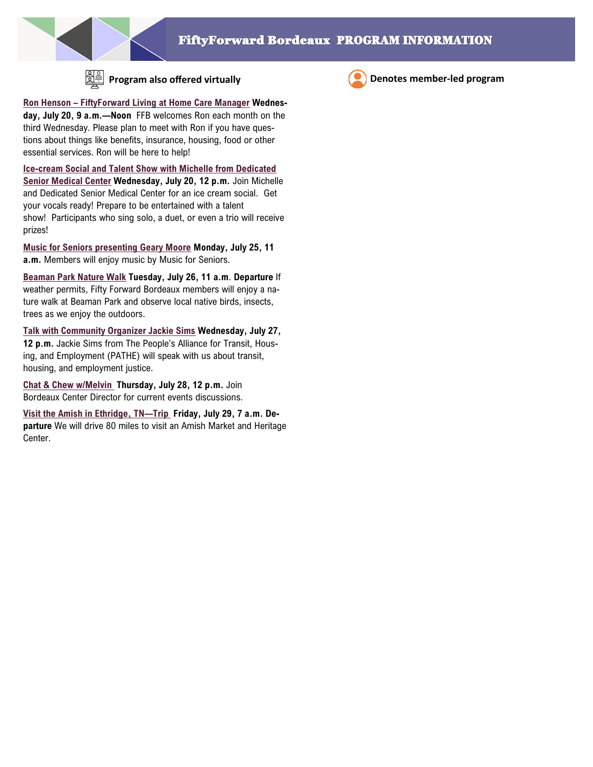# FiftyForward Bordeaux PROGRAM INFORMATION

**Program also offered virtually**

**Denotes member-led program**

**Ron Henson – FiftyForward Living at Home Care Manager** **Wednesday, July 20, 9 a.m.—Noon** FFB welcomes Ron each month on the third Wednesday. Please plan to meet with Ron if you have questions about things like benefits, insurance, housing, food or other essential services. Ron will be here to help!

**Ice-cream Social and Talent Show with Michelle from Dedicated Senior Medical Center** **Wednesday, July 20, 12 p.m.** Join Michelle and Dedicated Senior Medical Center for an ice cream social. Get your vocals ready! Prepare to be entertained with a talent show! Participants who sing solo, a duet, or even a trio will receive prizes!

**Music for Seniors presenting Geary Moore** **Monday, July 25, 11 a.m.** Members will enjoy music by Music for Seniors.

**Beaman Park Nature Walk** **Tuesday, July 26, 11 a.m. Departure** If weather permits, Fifty Forward Bordeaux members will enjoy a nature walk at Beaman Park and observe local native birds, insects, trees as we enjoy the outdoors.

**Talk with Community Organizer Jackie Sims** **Wednesday, July 27, 12 p.m.** Jackie Sims from The People's Alliance for Transit, Housing, and Employment (PATHE) will speak with us about transit, housing, and employment justice.

**Chat & Chew w/Melvin** **Thursday, July 28, 12 p.m.** Join Bordeaux Center Director for current events discussions.

**Visit the Amish in Ethridge, TN—Trip** **Friday, July 29, 7 a.m. Departure** We will drive 80 miles to visit an Amish Market and Heritage Center.